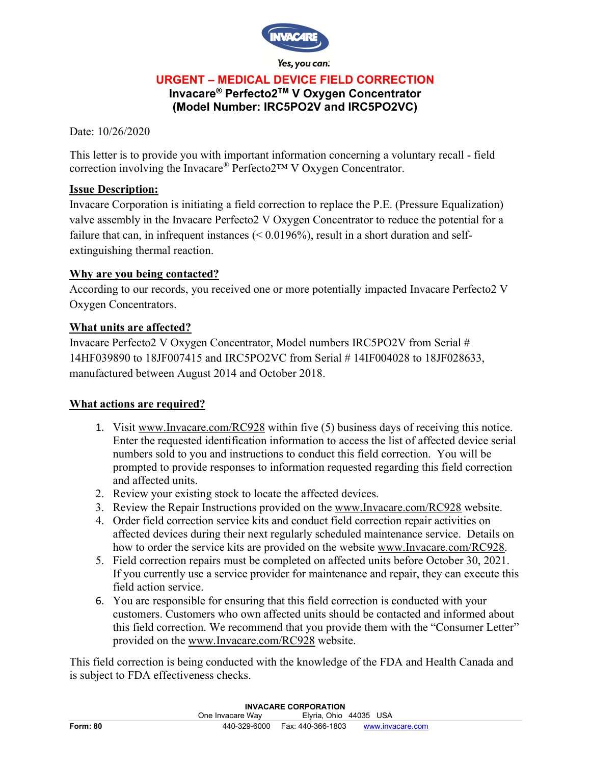Yes, you can:

# URGENT – MEDICAL DEVICE FIELD CORRECTION

## Invacare® Perfecto2™ V Oxygen Concentrator (Model Number: IRC5PO2V and IRC5PO2VC)

Date: 10/26/2020

This letter is to provide you with important information concerning a voluntary recall - field correction involving the Invacare® Perfecto2™ V Oxygen Concentrator.

**Issue Description:**

Invacare Corporation is initiating a field correction to replace the P.E. (Pressure Equalization) valve assembly in the Invacare Perfecto2 V Oxygen Concentrator to reduce the potential for a failure that can, in infrequent instances (< 0.0196%), result in a short duration and self-extinguishing thermal reaction.

**Why are you being contacted?**

According to our records, you received one or more potentially impacted Invacare Perfecto2 V Oxygen Concentrators.

**What units are affected?**

Invacare Perfecto2 V Oxygen Concentrator, Model numbers IRC5PO2V from Serial # 14HF039890 to 18JF007415 and IRC5PO2VC from Serial # 14IF004028 to 18JF028633, manufactured between August 2014 and October 2018.

**What actions are required?**

1. Visit www.Invacare.com/RC928 within five (5) business days of receiving this notice. Enter the requested identification information to access the list of affected device serial numbers sold to you and instructions to conduct this field correction. You will be prompted to provide responses to information requested regarding this field correction and affected units.
2. Review your existing stock to locate the affected devices.
3. Review the Repair Instructions provided on the www.Invacare.com/RC928 website.
4. Order field correction service kits and conduct field correction repair activities on affected devices during their next regularly scheduled maintenance service. Details on how to order the service kits are provided on the website www.Invacare.com/RC928.
5. Field correction repairs must be completed on affected units before October 30, 2021. If you currently use a service provider for maintenance and repair, they can execute this field action service.
6. You are responsible for ensuring that this field correction is conducted with your customers. Customers who own affected units should be contacted and informed about this field correction. We recommend that you provide them with the "Consumer Letter" provided on the www.Invacare.com/RC928 website.

This field correction is being conducted with the knowledge of the FDA and Health Canada and is subject to FDA effectiveness checks.

**INVACARE CORPORATION**
One Invacare Way Elyria, Ohio 44035 USA
440-329-6000 Fax: 440-366-1803 www.invacare.com

**Form: 80**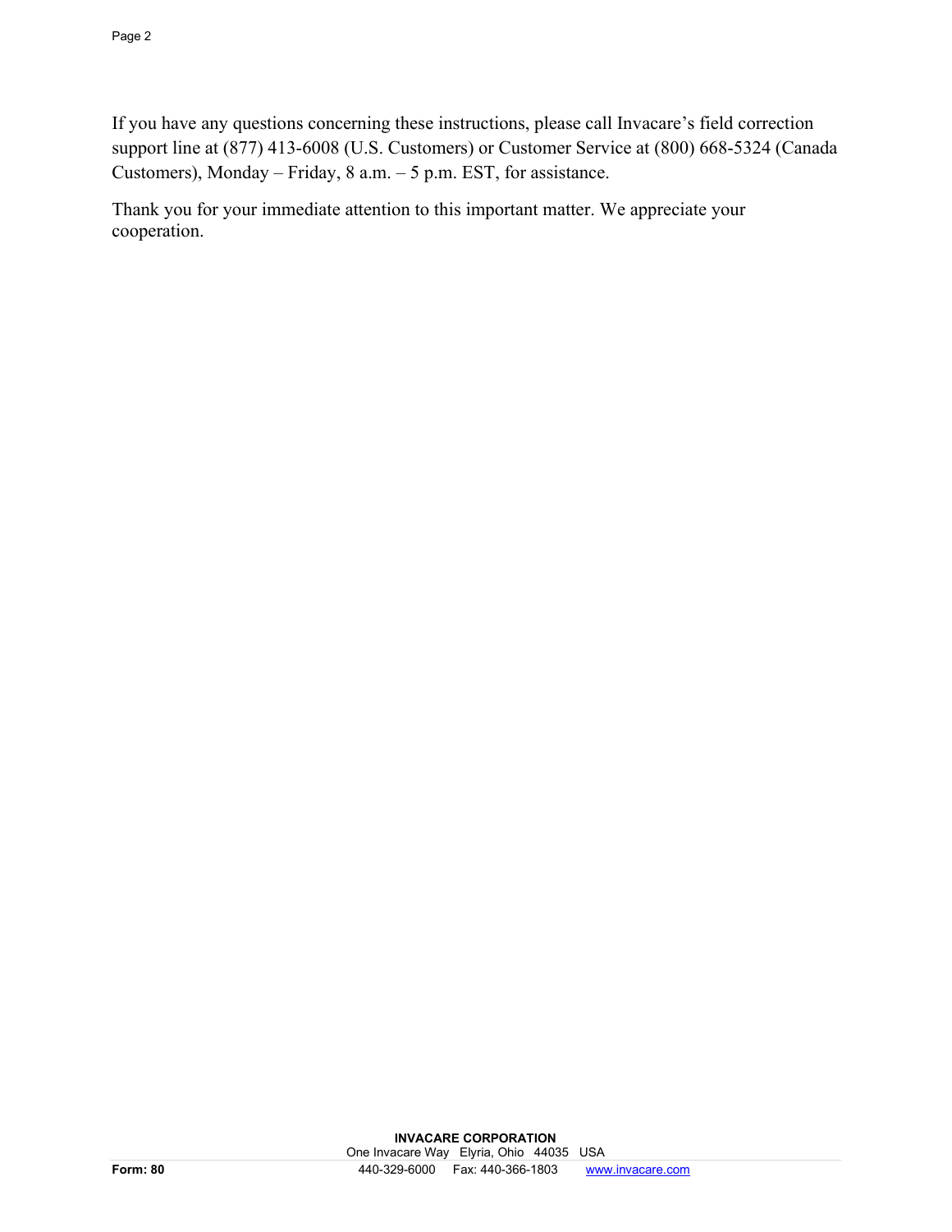If you have any questions concerning these instructions, please call Invacare's field correction support line at (877) 413-6008 (U.S. Customers) or Customer Service at (800) 668-5324 (Canada Customers), Monday – Friday, 8 a.m. – 5 p.m. EST, for assistance.

Thank you for your immediate attention to this important matter. We appreciate your cooperation.

**INVACARE CORPORATION**
One Invacare Way Elyria, Ohio 44035 USA

**Form: 80** 440-329-6000 Fax: 440-366-1803 www.invacare.com